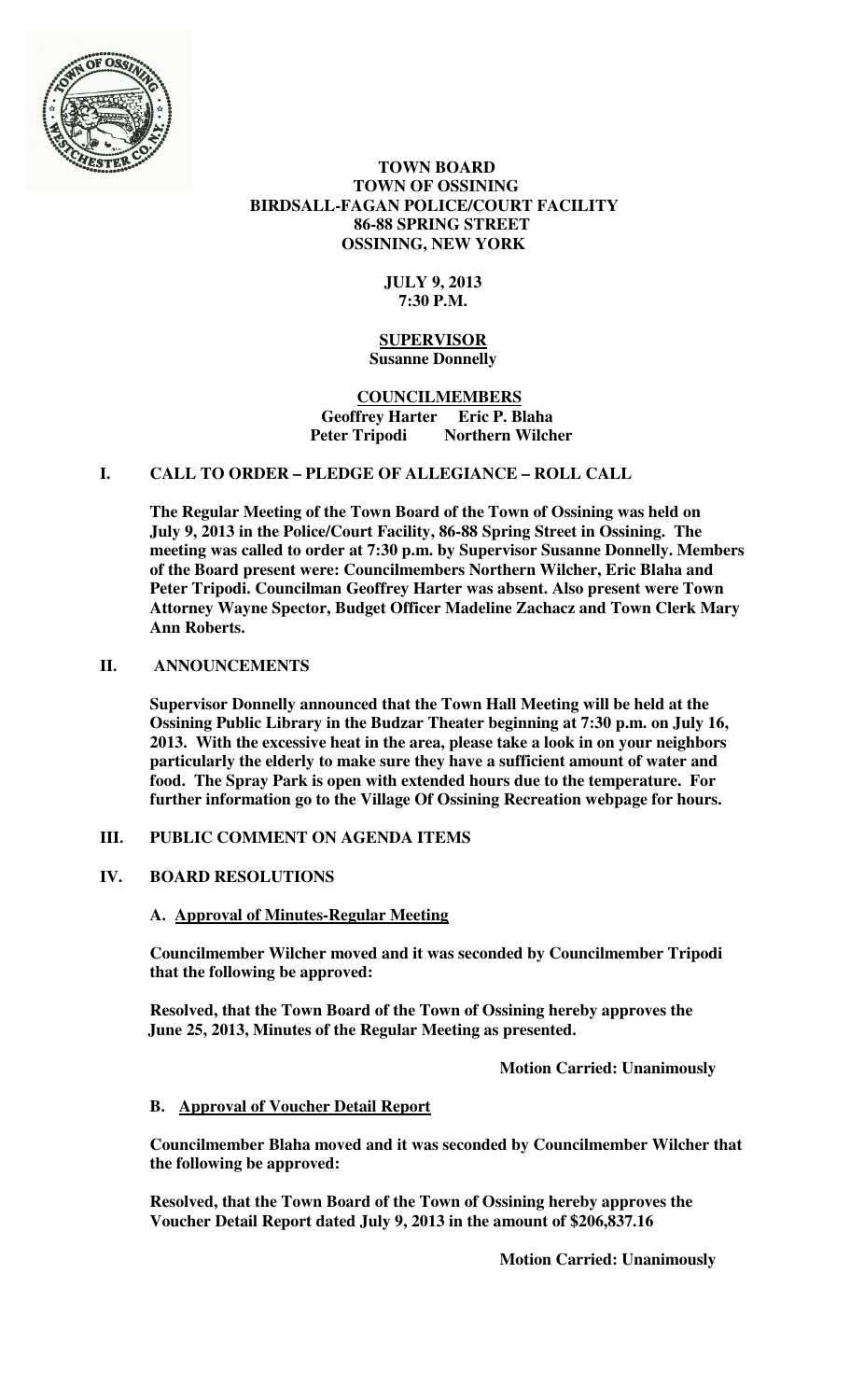# TOWN BOARD
# TOWN OF OSSINING
# BIRDSALL-FAGAN POLICE/COURT FACILITY
# 86-88 SPRING STREET
# OSSINING, NEW YORK

**JULY 9, 2013**
**7:30 P.M.**

**SUPERVISOR**
**Susanne Donnelly**

**COUNCILMEMBERS**
**Geoffrey Harter Eric P. Blaha**
**Peter Tripodi Northern Wilcher**

## I. CALL TO ORDER – PLEDGE OF ALLEGIANCE – ROLL CALL

**The Regular Meeting of the Town Board of the Town of Ossining was held on July 9, 2013 in the Police/Court Facility, 86-88 Spring Street in Ossining. The meeting was called to order at 7:30 p.m. by Supervisor Susanne Donnelly. Members of the Board present were: Councilmembers Northern Wilcher, Eric Blaha and Peter Tripodi. Councilman Geoffrey Harter was absent. Also present were Town Attorney Wayne Spector, Budget Officer Madeline Zachacz and Town Clerk Mary Ann Roberts.**

## II. ANNOUNCEMENTS

**Supervisor Donnelly announced that the Town Hall Meeting will be held at the Ossining Public Library in the Budzar Theater beginning at 7:30 p.m. on July 16, 2013. With the excessive heat in the area, please take a look in on your neighbors particularly the elderly to make sure they have a sufficient amount of water and food. The Spray Park is open with extended hours due to the temperature. For further information go to the Village Of Ossining Recreation webpage for hours.**

## III. PUBLIC COMMENT ON AGENDA ITEMS

## IV. BOARD RESOLUTIONS

### A. Approval of Minutes-Regular Meeting

**Councilmember Wilcher moved and it was seconded by Councilmember Tripodi that the following be approved:**

**Resolved, that the Town Board of the Town of Ossining hereby approves the June 25, 2013, Minutes of the Regular Meeting as presented.**

**Motion Carried: Unanimously**

### B. Approval of Voucher Detail Report

**Councilmember Blaha moved and it was seconded by Councilmember Wilcher that the following be approved:**

**Resolved, that the Town Board of the Town of Ossining hereby approves the Voucher Detail Report dated July 9, 2013 in the amount of $206,837.16**

**Motion Carried: Unanimously**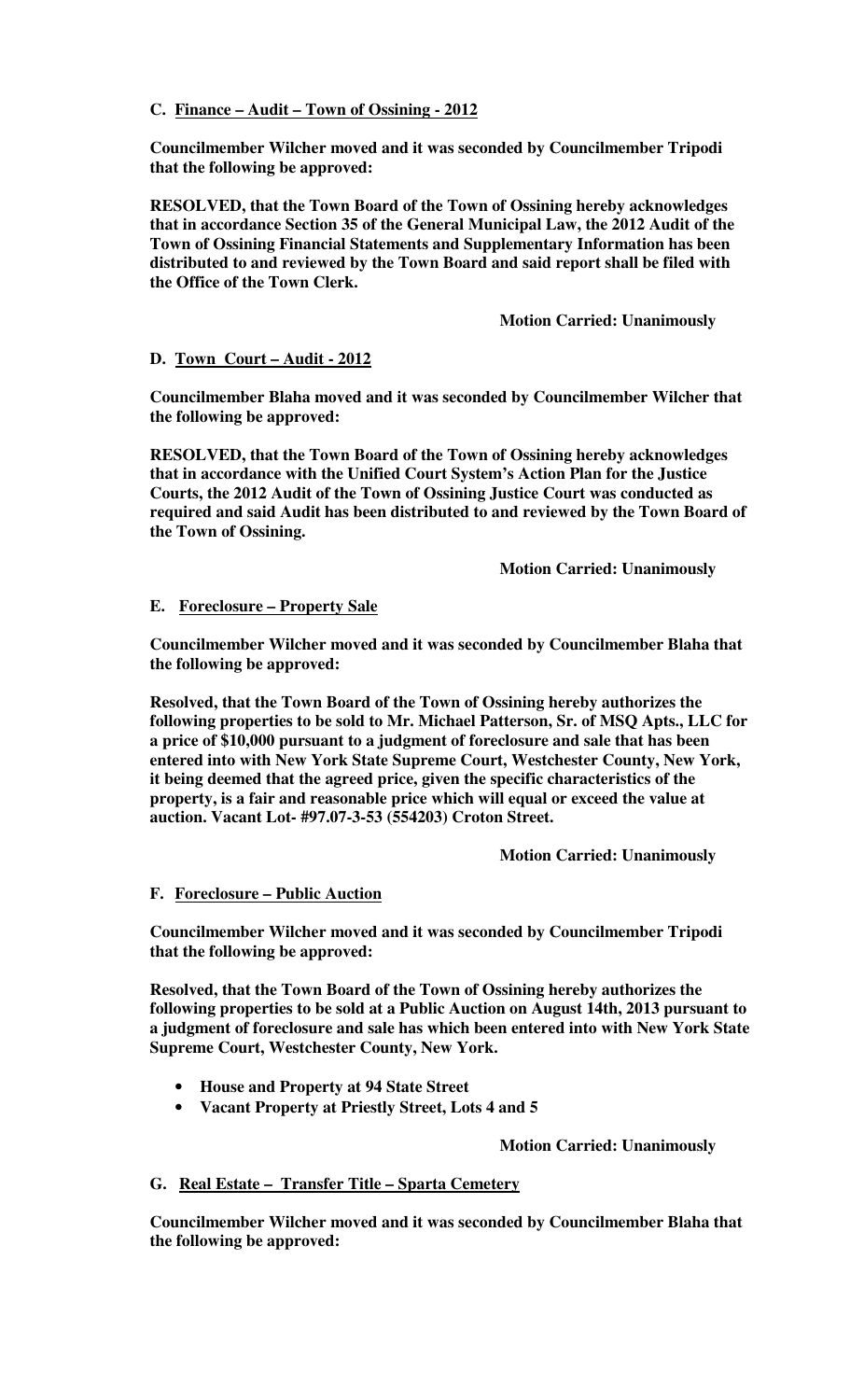**C. Finance – Audit – Town of Ossining - 2012**

**Councilmember Wilcher moved and it was seconded by Councilmember Tripodi that the following be approved:**

**RESOLVED, that the Town Board of the Town of Ossining hereby acknowledges that in accordance Section 35 of the General Municipal Law, the 2012 Audit of the Town of Ossining Financial Statements and Supplementary Information has been distributed to and reviewed by the Town Board and said report shall be filed with the Office of the Town Clerk.**

**Motion Carried: Unanimously**

**D. Town Court – Audit - 2012**

**Councilmember Blaha moved and it was seconded by Councilmember Wilcher that the following be approved:**

**RESOLVED, that the Town Board of the Town of Ossining hereby acknowledges that in accordance with the Unified Court System's Action Plan for the Justice Courts, the 2012 Audit of the Town of Ossining Justice Court was conducted as required and said Audit has been distributed to and reviewed by the Town Board of the Town of Ossining.**

**Motion Carried: Unanimously**

**E. Foreclosure – Property Sale**

**Councilmember Wilcher moved and it was seconded by Councilmember Blaha that the following be approved:**

**Resolved, that the Town Board of the Town of Ossining hereby authorizes the following properties to be sold to Mr. Michael Patterson, Sr. of MSQ Apts., LLC for a price of $10,000 pursuant to a judgment of foreclosure and sale that has been entered into with New York State Supreme Court, Westchester County, New York, it being deemed that the agreed price, given the specific characteristics of the property, is a fair and reasonable price which will equal or exceed the value at auction. Vacant Lot- #97.07-3-53 (554203) Croton Street.**

**Motion Carried: Unanimously**

**F. Foreclosure – Public Auction**

**Councilmember Wilcher moved and it was seconded by Councilmember Tripodi that the following be approved:**

**Resolved, that the Town Board of the Town of Ossining hereby authorizes the following properties to be sold at a Public Auction on August 14th, 2013 pursuant to a judgment of foreclosure and sale has which been entered into with New York State Supreme Court, Westchester County, New York.**

- **House and Property at 94 State Street**
- **Vacant Property at Priestly Street, Lots 4 and 5**

**Motion Carried: Unanimously**

**G. Real Estate – Transfer Title – Sparta Cemetery**

**Councilmember Wilcher moved and it was seconded by Councilmember Blaha that the following be approved:**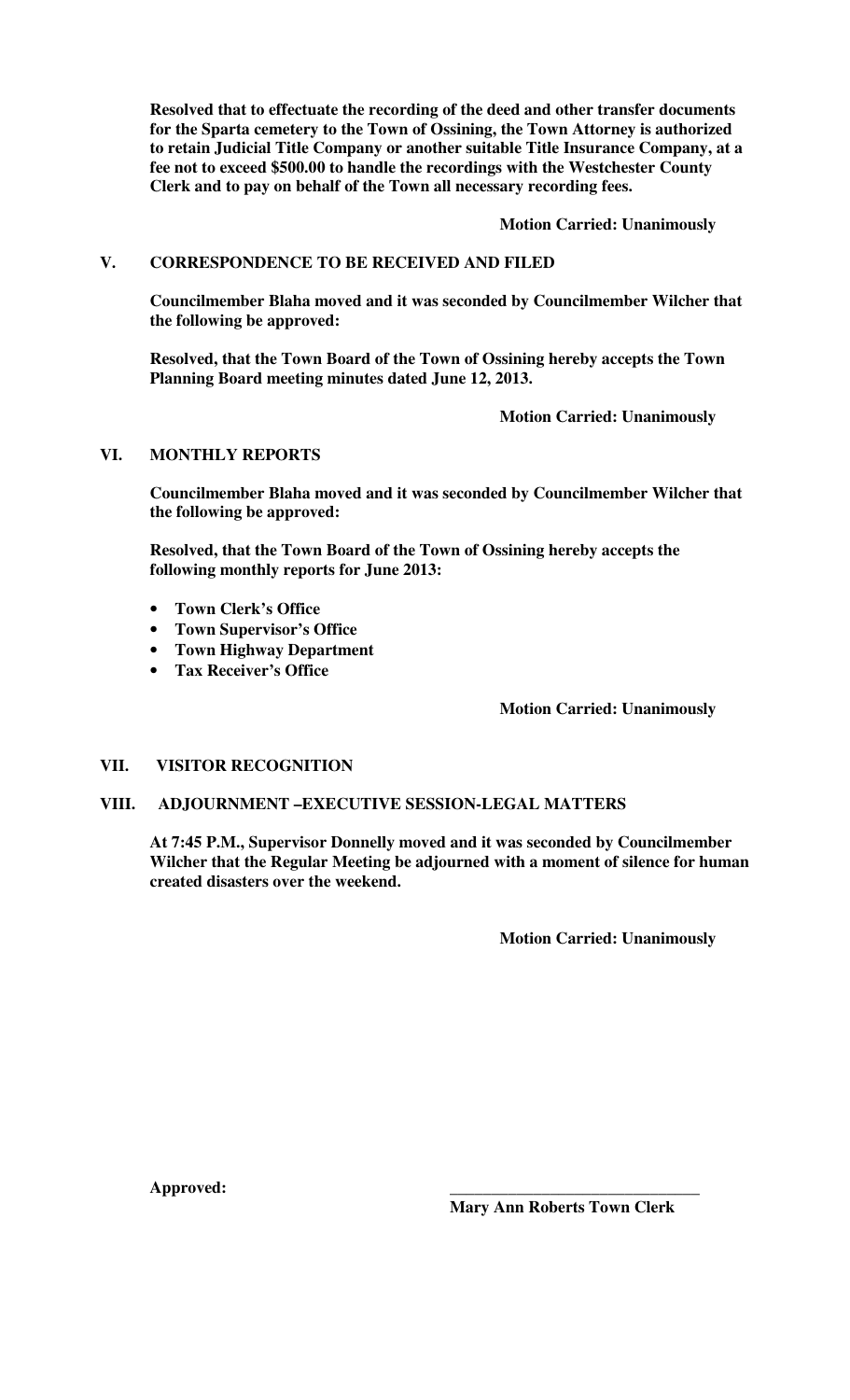**Resolved that to effectuate the recording of the deed and other transfer documents for the Sparta cemetery to the Town of Ossining, the Town Attorney is authorized to retain Judicial Title Company or another suitable Title Insurance Company, at a fee not to exceed $500.00 to handle the recordings with the Westchester County Clerk and to pay on behalf of the Town all necessary recording fees.**

**Motion Carried: Unanimously**

## V. CORRESPONDENCE TO BE RECEIVED AND FILED

**Councilmember Blaha moved and it was seconded by Councilmember Wilcher that the following be approved:**

**Resolved, that the Town Board of the Town of Ossining hereby accepts the Town Planning Board meeting minutes dated June 12, 2013.**

**Motion Carried: Unanimously**

## VI. MONTHLY REPORTS

**Councilmember Blaha moved and it was seconded by Councilmember Wilcher that the following be approved:**

**Resolved, that the Town Board of the Town of Ossining hereby accepts the following monthly reports for June 2013:**

- **Town Clerk's Office**
- **Town Supervisor's Office**
- **Town Highway Department**
- **Tax Receiver's Office**

**Motion Carried: Unanimously**

## VII. VISITOR RECOGNITION

## VIII. ADJOURNMENT –EXECUTIVE SESSION-LEGAL MATTERS

**At 7:45 P.M., Supervisor Donnelly moved and it was seconded by Councilmember Wilcher that the Regular Meeting be adjourned with a moment of silence for human created disasters over the weekend.**

**Motion Carried: Unanimously**

**Approved:** ______________________________

**Mary Ann Roberts Town Clerk**